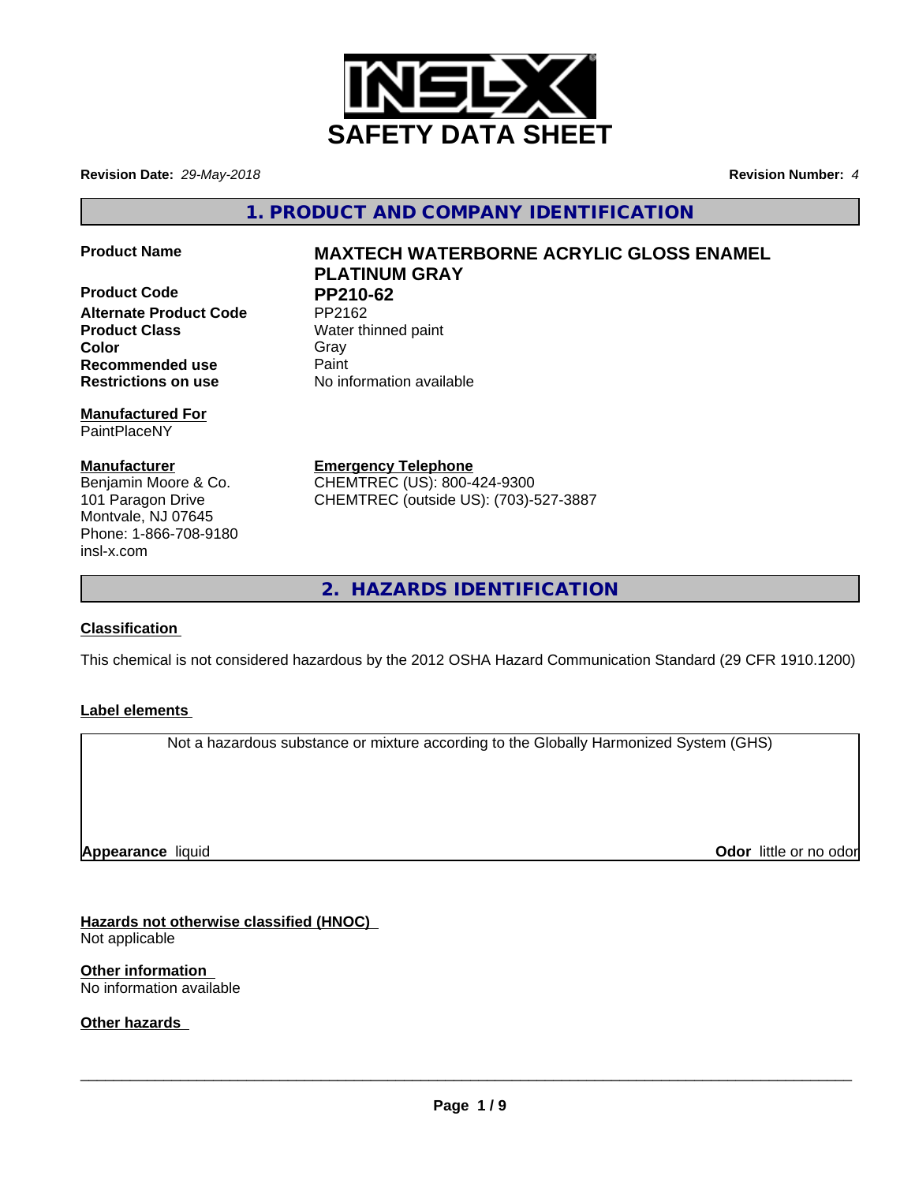# SAFETY DATA SHEET

**Revision Date:** *29-May-2018* **Revision Number:** *4*

## 1. PRODUCT AND COMPANY IDENTIFICATION

| | |
|---|---|
| **Product Name** | **MAXTECH WATERBORNE ACRYLIC GLOSS ENAMEL PLATINUM GRAY** |
| **Product Code** | **PP210-62** |
| **Alternate Product Code** | PP2162 |
| **Product Class** | Water thinned paint |
| **Color** | Gray |
| **Recommended use** | Paint |
| **Restrictions on use** | No information available |

**Manufactured For**
PaintPlaceNY

**Manufacturer**
Benjamin Moore & Co.
101 Paragon Drive
Montvale, NJ 07645
Phone: 1-866-708-9180
insl-x.com

**Emergency Telephone**
CHEMTREC (US): 800-424-9300
CHEMTREC (outside US): (703)-527-3887

## 2. HAZARDS IDENTIFICATION

**Classification**

This chemical is not considered hazardous by the 2012 OSHA Hazard Communication Standard (29 CFR 1910.1200)

**Label elements**

Not a hazardous substance or mixture according to the Globally Harmonized System (GHS)

**Appearance** liquid **Odor** little or no odor

**Hazards not otherwise classified (HNOC)**
Not applicable

**Other information**
No information available

**Other hazards**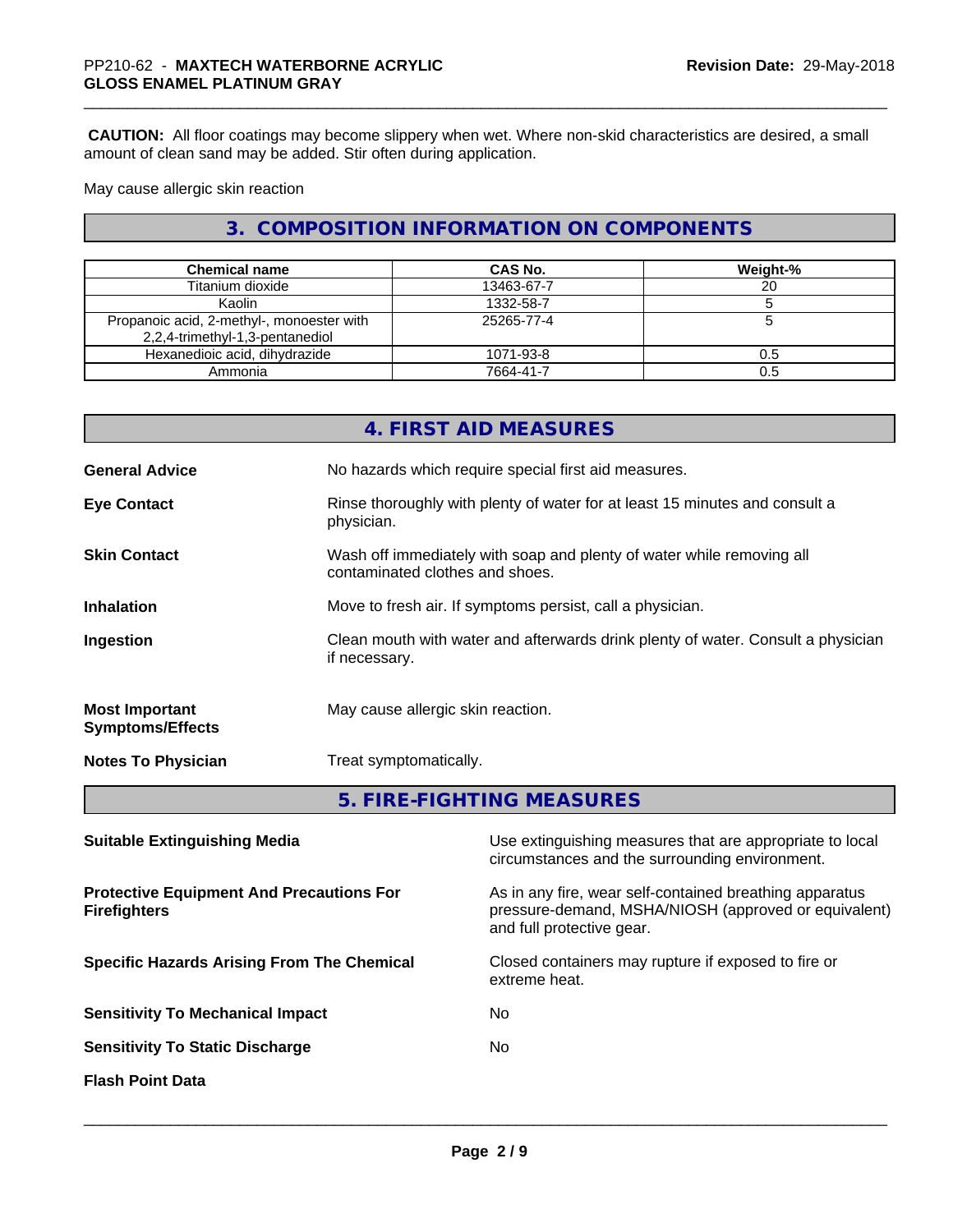**CAUTION:** All floor coatings may become slippery when wet. Where non-skid characteristics are desired, a small amount of clean sand may be added. Stir often during application.

May cause allergic skin reaction

## 3. COMPOSITION INFORMATION ON COMPONENTS

| Chemical name | CAS No. | Weight-% |
| --- | --- | --- |
| Titanium dioxide | 13463-67-7 | 20 |
| Kaolin | 1332-58-7 | 5 |
| Propanoic acid, 2-methyl-, monoester with 2,2,4-trimethyl-1,3-pentanediol | 25265-77-4 | 5 |
| Hexanedioic acid, dihydrazide | 1071-93-8 | 0.5 |
| Ammonia | 7664-41-7 | 0.5 |

## 4. FIRST AID MEASURES

**General Advice**: No hazards which require special first aid measures.

**Eye Contact**: Rinse thoroughly with plenty of water for at least 15 minutes and consult a physician.

**Skin Contact**: Wash off immediately with soap and plenty of water while removing all contaminated clothes and shoes.

**Inhalation**: Move to fresh air. If symptoms persist, call a physician.

**Ingestion**: Clean mouth with water and afterwards drink plenty of water. Consult a physician if necessary.

**Most Important Symptoms/Effects**: May cause allergic skin reaction.

**Notes To Physician**: Treat symptomatically.

## 5. FIRE-FIGHTING MEASURES

**Suitable Extinguishing Media**: Use extinguishing measures that are appropriate to local circumstances and the surrounding environment.

**Protective Equipment And Precautions For Firefighters**: As in any fire, wear self-contained breathing apparatus pressure-demand, MSHA/NIOSH (approved or equivalent) and full protective gear.

**Specific Hazards Arising From The Chemical**: Closed containers may rupture if exposed to fire or extreme heat.

**Sensitivity To Mechanical Impact**: No

**Sensitivity To Static Discharge**: No

**Flash Point Data**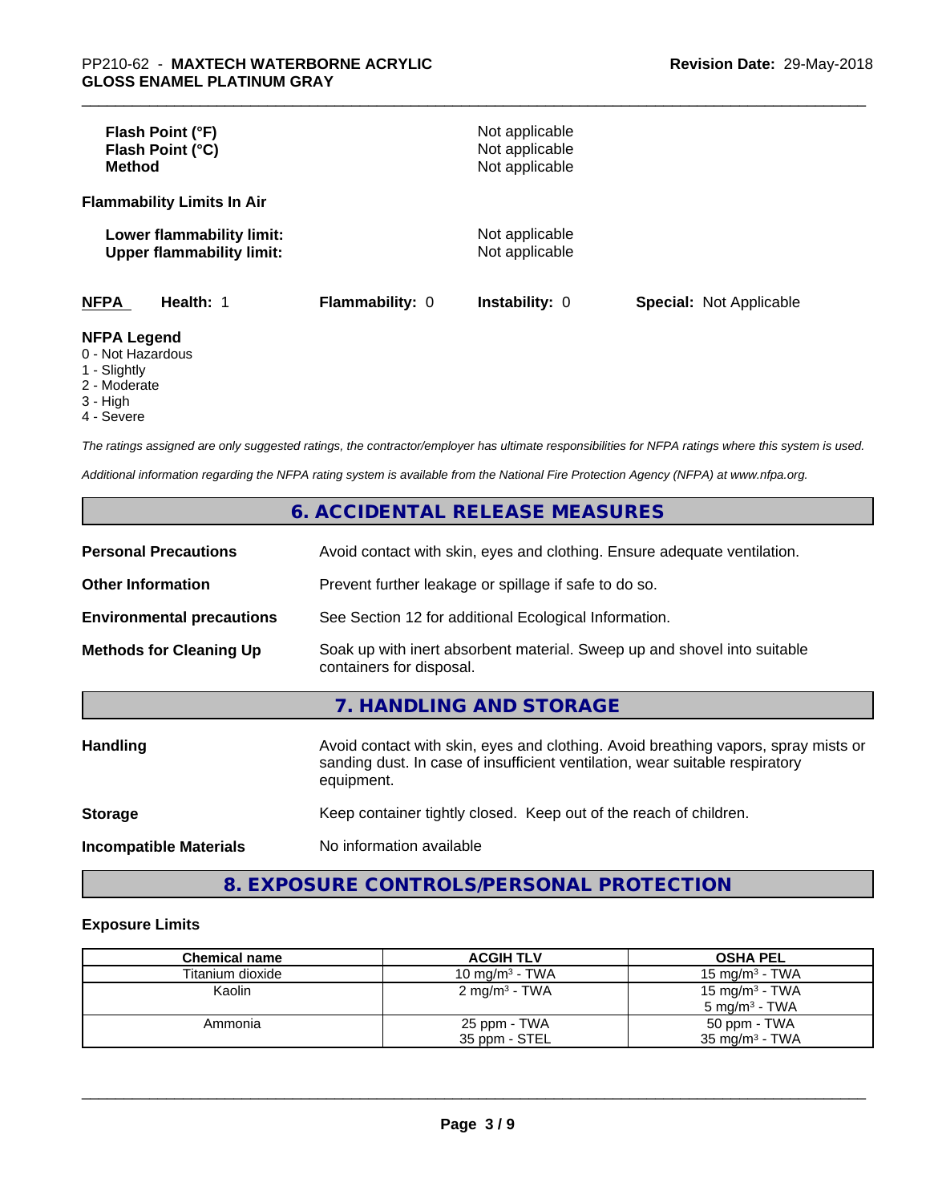| | |
|---|---|
| **Flash Point (°F)** | Not applicable |
| **Flash Point (°C)** | Not applicable |
| **Method** | Not applicable |

**Flammability Limits In Air**

| | |
|---|---|
| **Lower flammability limit:** | Not applicable |
| **Upper flammability limit:** | Not applicable |

| **NFPA** | **Health:** 1 | **Flammability:** 0 | **Instability:** 0 | **Special:** Not Applicable |
|---|---|---|---|---|

**NFPA Legend**

- 0 - Not Hazardous
- 1 - Slightly
- 2 - Moderate
- 3 - High
- 4 - Severe

*The ratings assigned are only suggested ratings, the contractor/employer has ultimate responsibilities for NFPA ratings where this system is used.*

*Additional information regarding the NFPA rating system is available from the National Fire Protection Agency (NFPA) at www.nfpa.org.*

## 6. ACCIDENTAL RELEASE MEASURES

| | |
|---|---|
| **Personal Precautions** | Avoid contact with skin, eyes and clothing. Ensure adequate ventilation. |
| **Other Information** | Prevent further leakage or spillage if safe to do so. |
| **Environmental precautions** | See Section 12 for additional Ecological Information. |
| **Methods for Cleaning Up** | Soak up with inert absorbent material. Sweep up and shovel into suitable containers for disposal. |

## 7. HANDLING AND STORAGE

| | |
|---|---|
| **Handling** | Avoid contact with skin, eyes and clothing. Avoid breathing vapors, spray mists or sanding dust. In case of insufficient ventilation, wear suitable respiratory equipment. |
| **Storage** | Keep container tightly closed. Keep out of the reach of children. |
| **Incompatible Materials** | No information available |

## 8. EXPOSURE CONTROLS/PERSONAL PROTECTION

**Exposure Limits**

| Chemical name | ACGIH TLV | OSHA PEL |
|---|---|---|
| Titanium dioxide | 10 mg/m³ - TWA | 15 mg/m³ - TWA |
| Kaolin | 2 mg/m³ - TWA | 15 mg/m³ - TWA<br>5 mg/m³ - TWA |
| Ammonia | 25 ppm - TWA<br>35 ppm - STEL | 50 ppm - TWA<br>35 mg/m³ - TWA |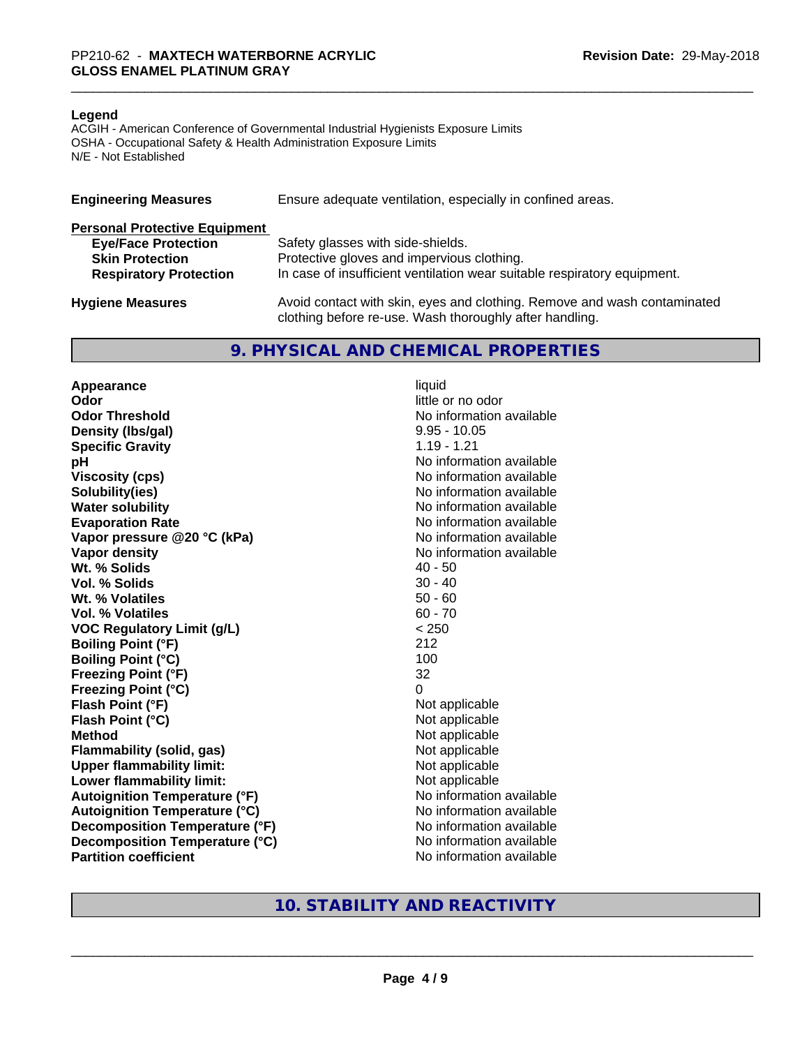**Legend**

ACGIH - American Conference of Governmental Industrial Hygienists Exposure Limits
OSHA - Occupational Safety & Health Administration Exposure Limits
N/E - Not Established

| | |
|---|---|
| **Engineering Measures** | Ensure adequate ventilation, especially in confined areas. |
| **Personal Protective Equipment** | |
| **Eye/Face Protection** | Safety glasses with side-shields. |
| **Skin Protection** | Protective gloves and impervious clothing. |
| **Respiratory Protection** | In case of insufficient ventilation wear suitable respiratory equipment. |
| **Hygiene Measures** | Avoid contact with skin, eyes and clothing. Remove and wash contaminated clothing before re-use. Wash thoroughly after handling. |

## 9. PHYSICAL AND CHEMICAL PROPERTIES

| | |
|---|---|
| **Appearance** | liquid |
| **Odor** | little or no odor |
| **Odor Threshold** | No information available |
| **Density (lbs/gal)** | 9.95 - 10.05 |
| **Specific Gravity** | 1.19 - 1.21 |
| **pH** | No information available |
| **Viscosity (cps)** | No information available |
| **Solubility(ies)** | No information available |
| **Water solubility** | No information available |
| **Evaporation Rate** | No information available |
| **Vapor pressure @20 °C (kPa)** | No information available |
| **Vapor density** | No information available |
| **Wt. % Solids** | 40 - 50 |
| **Vol. % Solids** | 30 - 40 |
| **Wt. % Volatiles** | 50 - 60 |
| **Vol. % Volatiles** | 60 - 70 |
| **VOC Regulatory Limit (g/L)** | < 250 |
| **Boiling Point (°F)** | 212 |
| **Boiling Point (°C)** | 100 |
| **Freezing Point (°F)** | 32 |
| **Freezing Point (°C)** | 0 |
| **Flash Point (°F)** | Not applicable |
| **Flash Point (°C)** | Not applicable |
| **Method** | Not applicable |
| **Flammability (solid, gas)** | Not applicable |
| **Upper flammability limit:** | Not applicable |
| **Lower flammability limit:** | Not applicable |
| **Autoignition Temperature (°F)** | No information available |
| **Autoignition Temperature (°C)** | No information available |
| **Decomposition Temperature (°F)** | No information available |
| **Decomposition Temperature (°C)** | No information available |
| **Partition coefficient** | No information available |

## 10. STABILITY AND REACTIVITY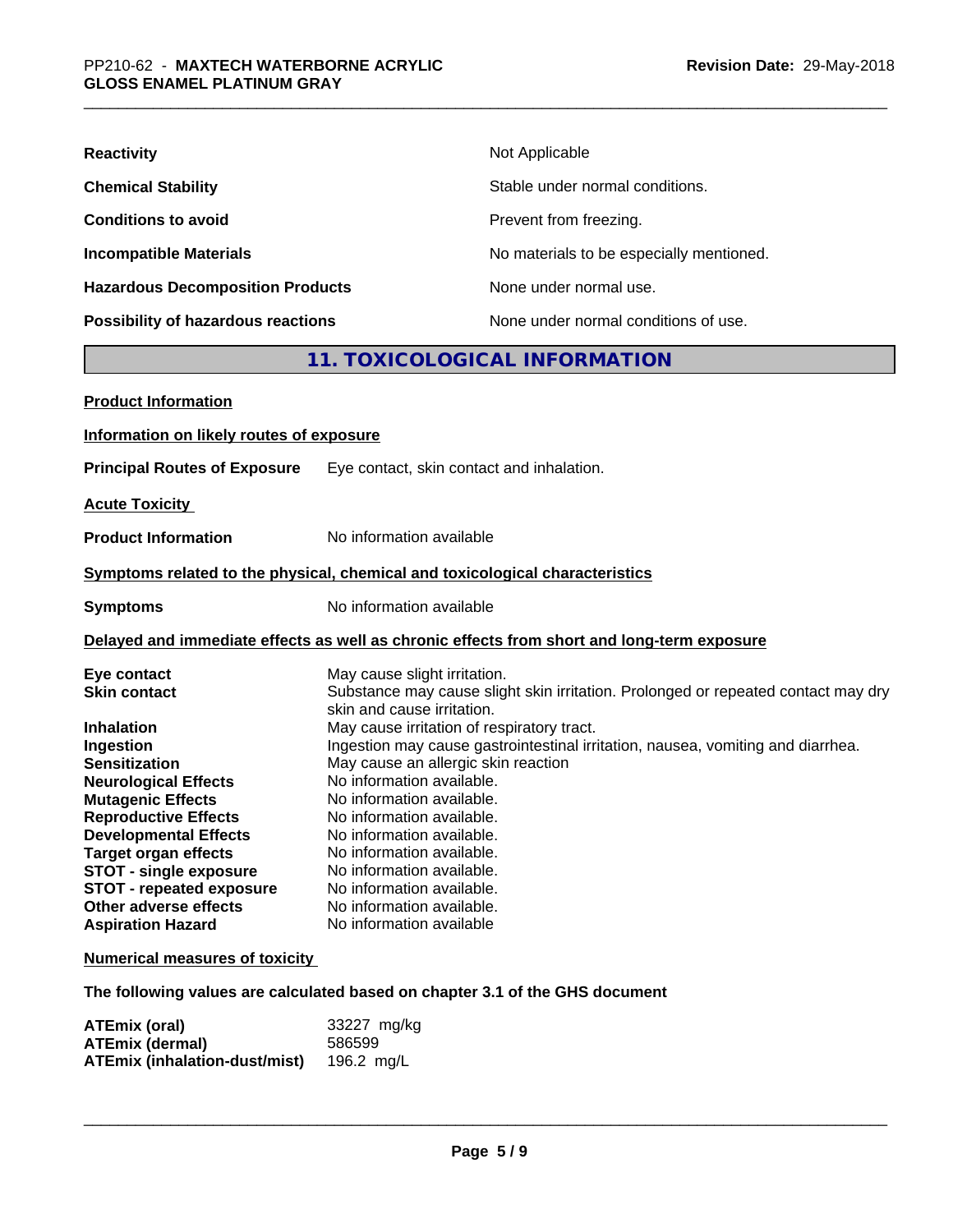| | |
|---|---|
| **Reactivity** | Not Applicable |
| **Chemical Stability** | Stable under normal conditions. |
| **Conditions to avoid** | Prevent from freezing. |
| **Incompatible Materials** | No materials to be especially mentioned. |
| **Hazardous Decomposition Products** | None under normal use. |
| **Possibility of hazardous reactions** | None under normal conditions of use. |

## 11. TOXICOLOGICAL INFORMATION

**Product Information**

**Information on likely routes of exposure**

**Principal Routes of Exposure** Eye contact, skin contact and inhalation.

**Acute Toxicity**

**Product Information** No information available

**Symptoms related to the physical, chemical and toxicological characteristics**

**Symptoms** No information available

**Delayed and immediate effects as well as chronic effects from short and long-term exposure**

| | |
|---|---|
| **Eye contact** | May cause slight irritation. |
| **Skin contact** | Substance may cause slight skin irritation. Prolonged or repeated contact may dry skin and cause irritation. |
| **Inhalation** | May cause irritation of respiratory tract. |
| **Ingestion** | Ingestion may cause gastrointestinal irritation, nausea, vomiting and diarrhea. |
| **Sensitization** | May cause an allergic skin reaction |
| **Neurological Effects** | No information available. |
| **Mutagenic Effects** | No information available. |
| **Reproductive Effects** | No information available. |
| **Developmental Effects** | No information available. |
| **Target organ effects** | No information available. |
| **STOT - single exposure** | No information available. |
| **STOT - repeated exposure** | No information available. |
| **Other adverse effects** | No information available. |
| **Aspiration Hazard** | No information available |

**Numerical measures of toxicity**

**The following values are calculated based on chapter 3.1 of the GHS document**

| | |
|---|---|
| **ATEmix (oral)** | 33227 mg/kg |
| **ATEmix (dermal)** | 586599 |
| **ATEmix (inhalation-dust/mist)** | 196.2 mg/L |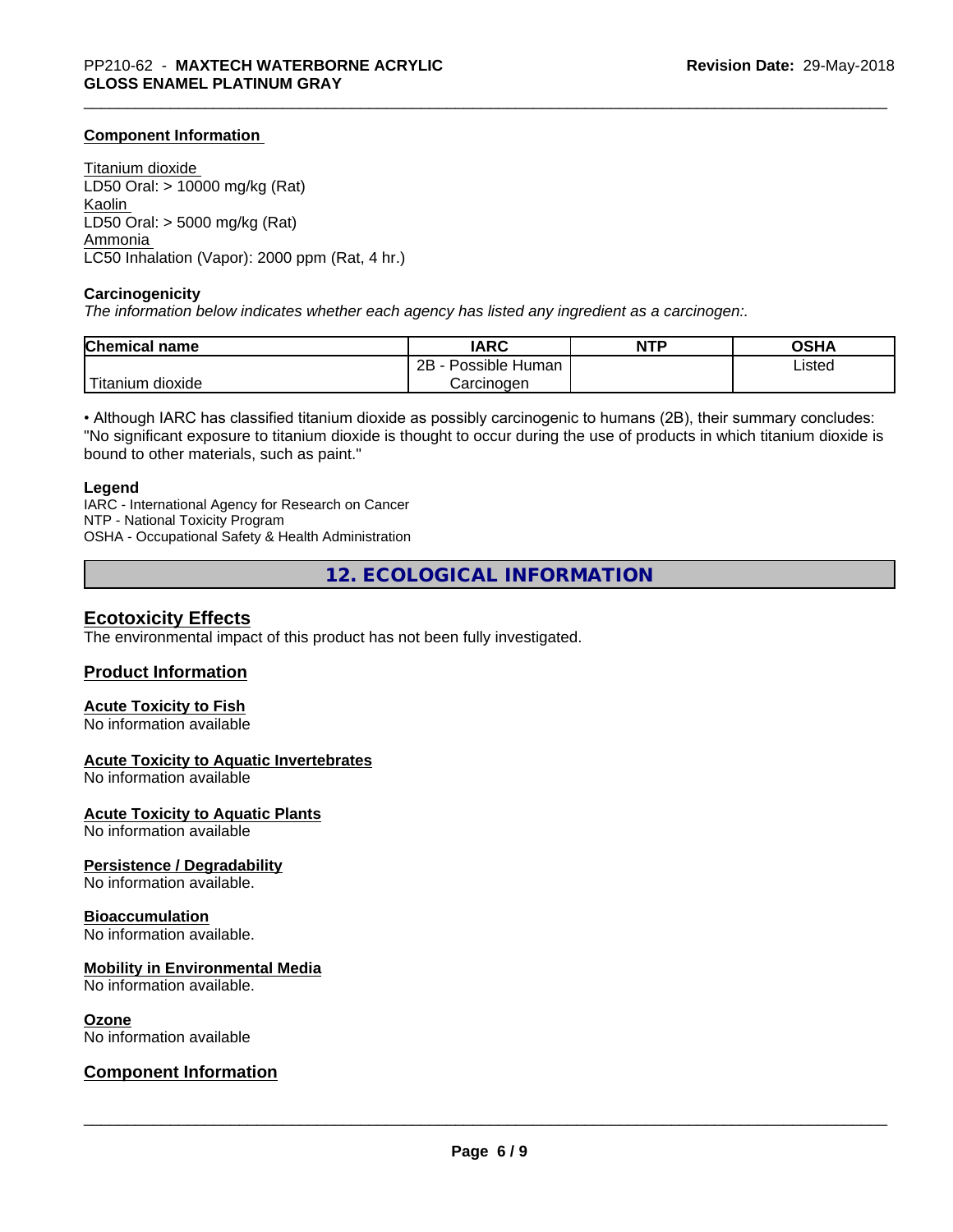### Component Information

Titanium dioxide
LD50 Oral: > 10000 mg/kg (Rat)
Kaolin
LD50 Oral: > 5000 mg/kg (Rat)
Ammonia
LC50 Inhalation (Vapor): 2000 ppm (Rat, 4 hr.)

**Carcinogenicity**

*The information below indicates whether each agency has listed any ingredient as a carcinogen:.*

| Chemical name | IARC | NTP | OSHA |
|---|---|---|---|
| Titanium dioxide | 2B - Possible Human Carcinogen | | Listed |

• Although IARC has classified titanium dioxide as possibly carcinogenic to humans (2B), their summary concludes: "No significant exposure to titanium dioxide is thought to occur during the use of products in which titanium dioxide is bound to other materials, such as paint."

**Legend**

IARC - International Agency for Research on Cancer
NTP - National Toxicity Program
OSHA - Occupational Safety & Health Administration

## 12. ECOLOGICAL INFORMATION

### Ecotoxicity Effects

The environmental impact of this product has not been fully investigated.

### Product Information

**Acute Toxicity to Fish**
No information available

**Acute Toxicity to Aquatic Invertebrates**
No information available

**Acute Toxicity to Aquatic Plants**
No information available

**Persistence / Degradability**
No information available.

**Bioaccumulation**
No information available.

**Mobility in Environmental Media**
No information available.

**Ozone**
No information available

### Component Information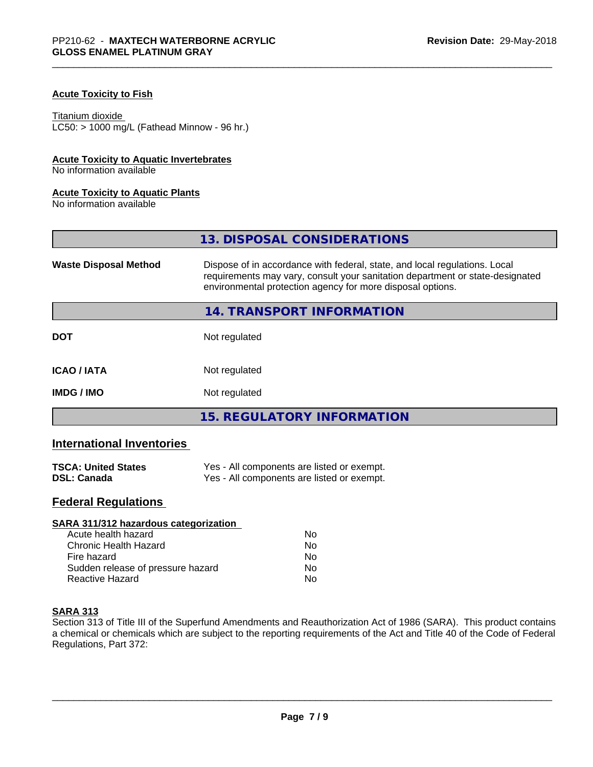### Acute Toxicity to Fish

Titanium dioxide
LC50: > 1000 mg/L (Fathead Minnow - 96 hr.)

### Acute Toxicity to Aquatic Invertebrates
No information available

### Acute Toxicity to Aquatic Plants
No information available

## 13. DISPOSAL CONSIDERATIONS

**Waste Disposal Method** — Dispose of in accordance with federal, state, and local regulations. Local requirements may vary, consult your sanitation department or state-designated environmental protection agency for more disposal options.

## 14. TRANSPORT INFORMATION

| | |
|---|---|
| **DOT** | Not regulated |
| **ICAO / IATA** | Not regulated |
| **IMDG / IMO** | Not regulated |

## 15. REGULATORY INFORMATION

### International Inventories

| | |
|---|---|
| **TSCA: United States** | Yes - All components are listed or exempt. |
| **DSL: Canada** | Yes - All components are listed or exempt. |

### Federal Regulations

**SARA 311/312 hazardous categorization**

| | |
|---|---|
| Acute health hazard | No |
| Chronic Health Hazard | No |
| Fire hazard | No |
| Sudden release of pressure hazard | No |
| Reactive Hazard | No |

**SARA 313**
Section 313 of Title III of the Superfund Amendments and Reauthorization Act of 1986 (SARA). This product contains a chemical or chemicals which are subject to the reporting requirements of the Act and Title 40 of the Code of Federal Regulations, Part 372: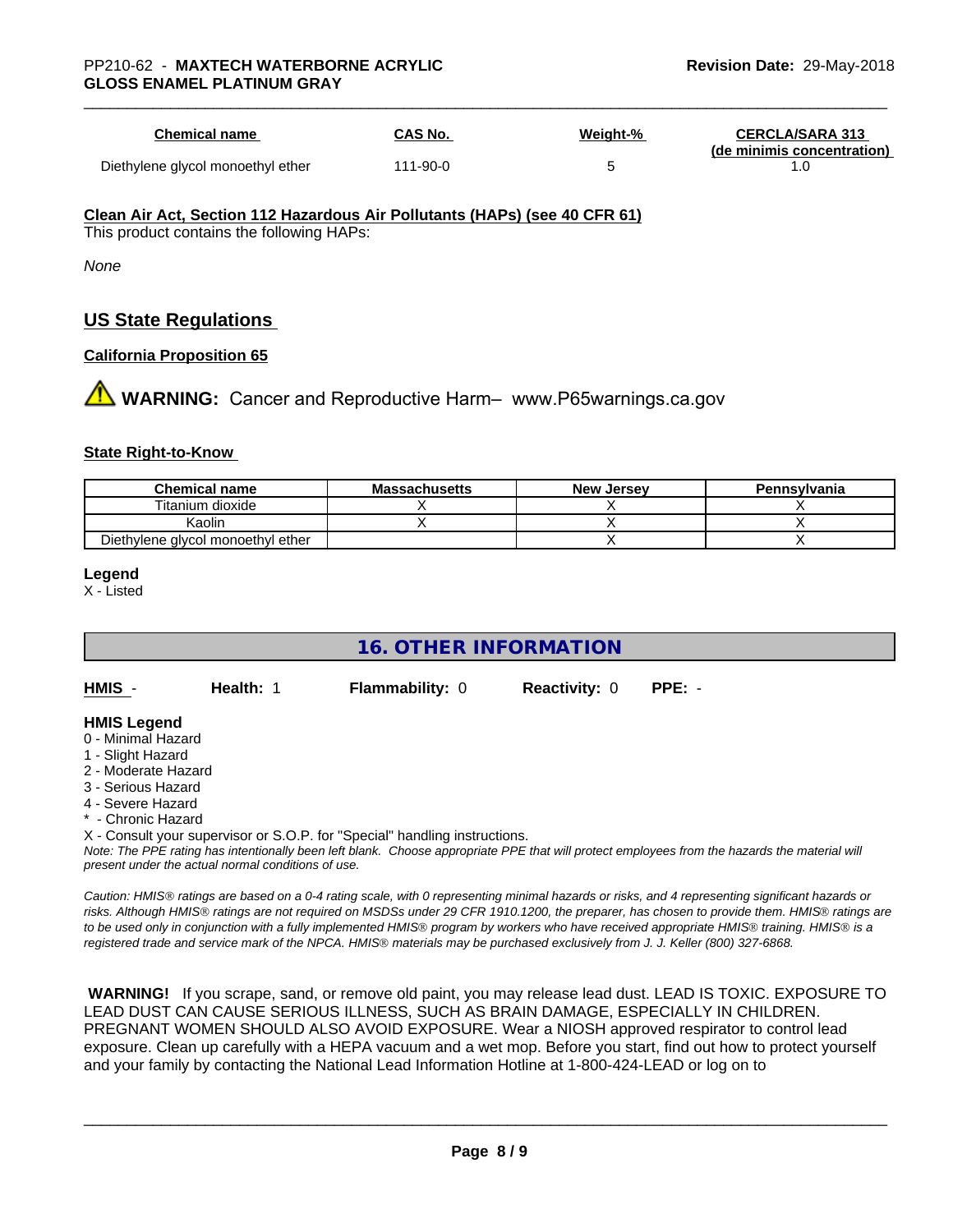| Chemical name | CAS No. | Weight-% | CERCLA/SARA 313 (de minimis concentration) |
| --- | --- | --- | --- |
| Diethylene glycol monoethyl ether | 111-90-0 | 5 | 1.0 |

**Clean Air Act, Section 112 Hazardous Air Pollutants (HAPs) (see 40 CFR 61)**

This product contains the following HAPs:

*None*

## US State Regulations

**California Proposition 65**

**WARNING:** Cancer and Reproductive Harm– www.P65warnings.ca.gov

**State Right-to-Know**

| Chemical name | Massachusetts | New Jersey | Pennsylvania |
| --- | --- | --- | --- |
| Titanium dioxide | X | X | X |
| Kaolin | X | X | X |
| Diethylene glycol monoethyl ether | | X | X |

**Legend**

X - Listed

## 16. OTHER INFORMATION

**HMIS** - **Health:** 1 **Flammability:** 0 **Reactivity:** 0 **PPE:** -

**HMIS Legend**

0 - Minimal Hazard
1 - Slight Hazard
2 - Moderate Hazard
3 - Serious Hazard
4 - Severe Hazard
* - Chronic Hazard
X - Consult your supervisor or S.O.P. for "Special" handling instructions.

*Note: The PPE rating has intentionally been left blank. Choose appropriate PPE that will protect employees from the hazards the material will present under the actual normal conditions of use.*

*Caution: HMIS® ratings are based on a 0-4 rating scale, with 0 representing minimal hazards or risks, and 4 representing significant hazards or risks. Although HMIS® ratings are not required on MSDSs under 29 CFR 1910.1200, the preparer, has chosen to provide them. HMIS® ratings are to be used only in conjunction with a fully implemented HMIS® program by workers who have received appropriate HMIS® training. HMIS® is a registered trade and service mark of the NPCA. HMIS® materials may be purchased exclusively from J. J. Keller (800) 327-6868.*

**WARNING!** If you scrape, sand, or remove old paint, you may release lead dust. LEAD IS TOXIC. EXPOSURE TO LEAD DUST CAN CAUSE SERIOUS ILLNESS, SUCH AS BRAIN DAMAGE, ESPECIALLY IN CHILDREN. PREGNANT WOMEN SHOULD ALSO AVOID EXPOSURE. Wear a NIOSH approved respirator to control lead exposure. Clean up carefully with a HEPA vacuum and a wet mop. Before you start, find out how to protect yourself and your family by contacting the National Lead Information Hotline at 1-800-424-LEAD or log on to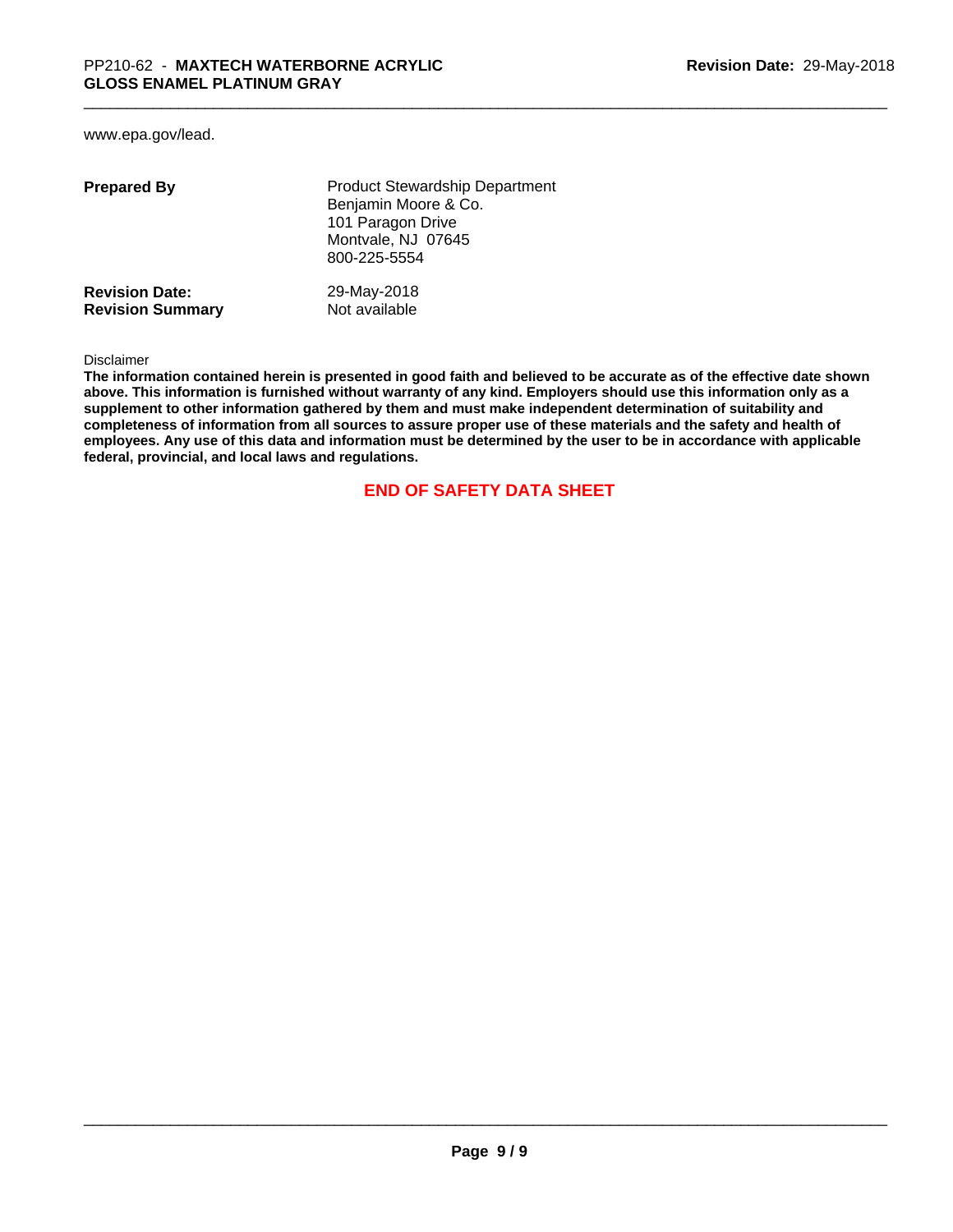www.epa.gov/lead.

| | |
|---|---|
| **Prepared By** | Product Stewardship Department<br>Benjamin Moore & Co.<br>101 Paragon Drive<br>Montvale, NJ 07645<br>800-225-5554 |
| **Revision Date:** | 29-May-2018 |
| **Revision Summary** | Not available |

Disclaimer

**The information contained herein is presented in good faith and believed to be accurate as of the effective date shown above. This information is furnished without warranty of any kind. Employers should use this information only as a supplement to other information gathered by them and must make independent determination of suitability and completeness of information from all sources to assure proper use of these materials and the safety and health of employees. Any use of this data and information must be determined by the user to be in accordance with applicable federal, provincial, and local laws and regulations.**

**END OF SAFETY DATA SHEET**